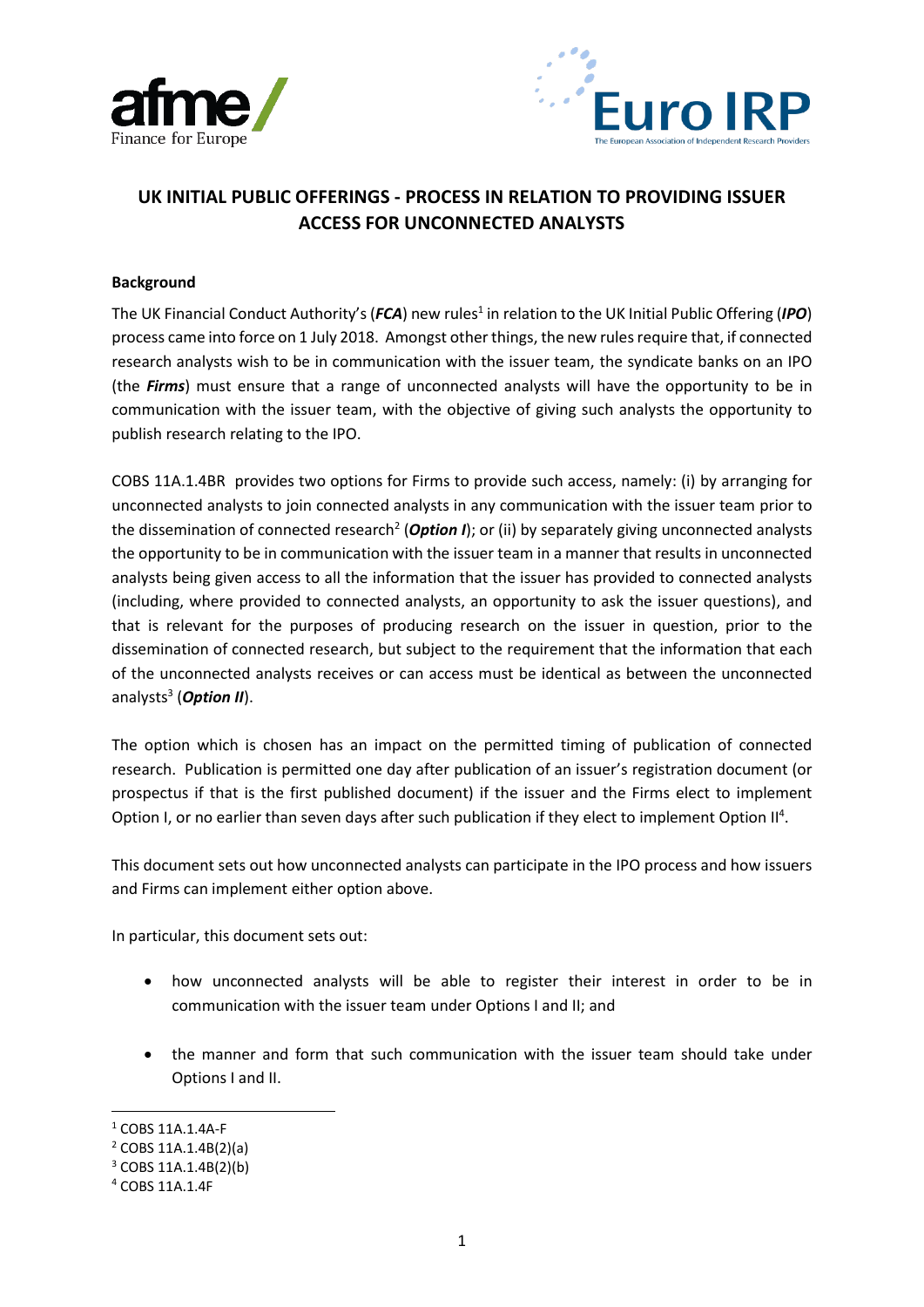# UK INITIAL PUBLIC OFFERINGS - PROCESS IN RELATION TO PROVIDING ISSUER ACCESS FOR UNCONNECTED ANALYSTS

**Background**

The UK Financial Conduct Authority's (***FCA***) new rules[1] in relation to the UK Initial Public Offering (***IPO***) process came into force on 1 July 2018. Amongst other things, the new rules require that, if connected research analysts wish to be in communication with the issuer team, the syndicate banks on an IPO (the ***Firms***) must ensure that a range of unconnected analysts will have the opportunity to be in communication with the issuer team, with the objective of giving such analysts the opportunity to publish research relating to the IPO.

COBS 11A.1.4BR provides two options for Firms to provide such access, namely: (i) by arranging for unconnected analysts to join connected analysts in any communication with the issuer team prior to the dissemination of connected research[2] (***Option I***); or (ii) by separately giving unconnected analysts the opportunity to be in communication with the issuer team in a manner that results in unconnected analysts being given access to all the information that the issuer has provided to connected analysts (including, where provided to connected analysts, an opportunity to ask the issuer questions), and that is relevant for the purposes of producing research on the issuer in question, prior to the dissemination of connected research, but subject to the requirement that the information that each of the unconnected analysts receives or can access must be identical as between the unconnected analysts[3] (***Option II***).

The option which is chosen has an impact on the permitted timing of publication of connected research. Publication is permitted one day after publication of an issuer's registration document (or prospectus if that is the first published document) if the issuer and the Firms elect to implement Option I, or no earlier than seven days after such publication if they elect to implement Option II[4].

This document sets out how unconnected analysts can participate in the IPO process and how issuers and Firms can implement either option above.

In particular, this document sets out:

- how unconnected analysts will be able to register their interest in order to be in communication with the issuer team under Options I and II; and
- the manner and form that such communication with the issuer team should take under Options I and II.

[1] COBS 11A.1.4A-F
[2] COBS 11A.1.4B(2)(a)
[3] COBS 11A.1.4B(2)(b)
[4] COBS 11A.1.4F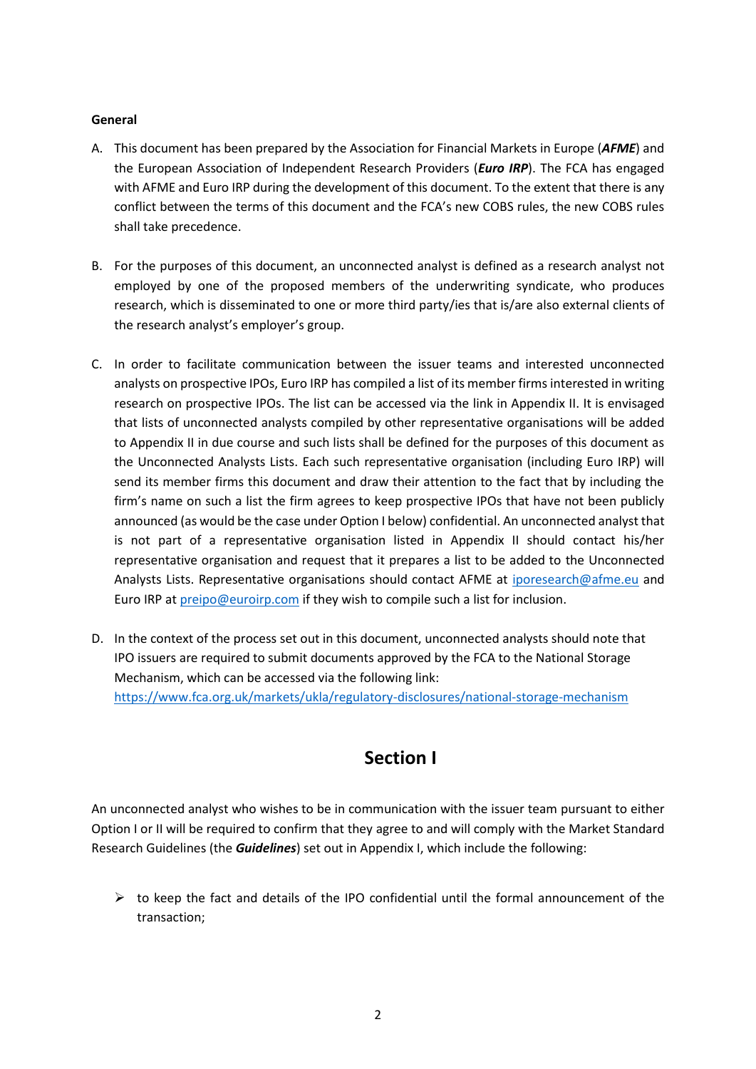**General**

A. This document has been prepared by the Association for Financial Markets in Europe (***AFME***) and the European Association of Independent Research Providers (***Euro IRP***). The FCA has engaged with AFME and Euro IRP during the development of this document. To the extent that there is any conflict between the terms of this document and the FCA's new COBS rules, the new COBS rules shall take precedence.

B. For the purposes of this document, an unconnected analyst is defined as a research analyst not employed by one of the proposed members of the underwriting syndicate, who produces research, which is disseminated to one or more third party/ies that is/are also external clients of the research analyst's employer's group.

C. In order to facilitate communication between the issuer teams and interested unconnected analysts on prospective IPOs, Euro IRP has compiled a list of its member firms interested in writing research on prospective IPOs. The list can be accessed via the link in Appendix II. It is envisaged that lists of unconnected analysts compiled by other representative organisations will be added to Appendix II in due course and such lists shall be defined for the purposes of this document as the Unconnected Analysts Lists. Each such representative organisation (including Euro IRP) will send its member firms this document and draw their attention to the fact that by including the firm's name on such a list the firm agrees to keep prospective IPOs that have not been publicly announced (as would be the case under Option I below) confidential. An unconnected analyst that is not part of a representative organisation listed in Appendix II should contact his/her representative organisation and request that it prepares a list to be added to the Unconnected Analysts Lists. Representative organisations should contact AFME at [iporesearch@afme.eu](mailto:iporesearch@afme.eu) and Euro IRP at [preipo@euroirp.com](mailto:preipo@euroirp.com) if they wish to compile such a list for inclusion.

D. In the context of the process set out in this document, unconnected analysts should note that IPO issuers are required to submit documents approved by the FCA to the National Storage Mechanism, which can be accessed via the following link: [https://www.fca.org.uk/markets/ukla/regulatory-disclosures/national-storage-mechanism](https://www.fca.org.uk/markets/ukla/regulatory-disclosures/national-storage-mechanism)

## Section I

An unconnected analyst who wishes to be in communication with the issuer team pursuant to either Option I or II will be required to confirm that they agree to and will comply with the Market Standard Research Guidelines (the ***Guidelines***) set out in Appendix I, which include the following:

- to keep the fact and details of the IPO confidential until the formal announcement of the transaction;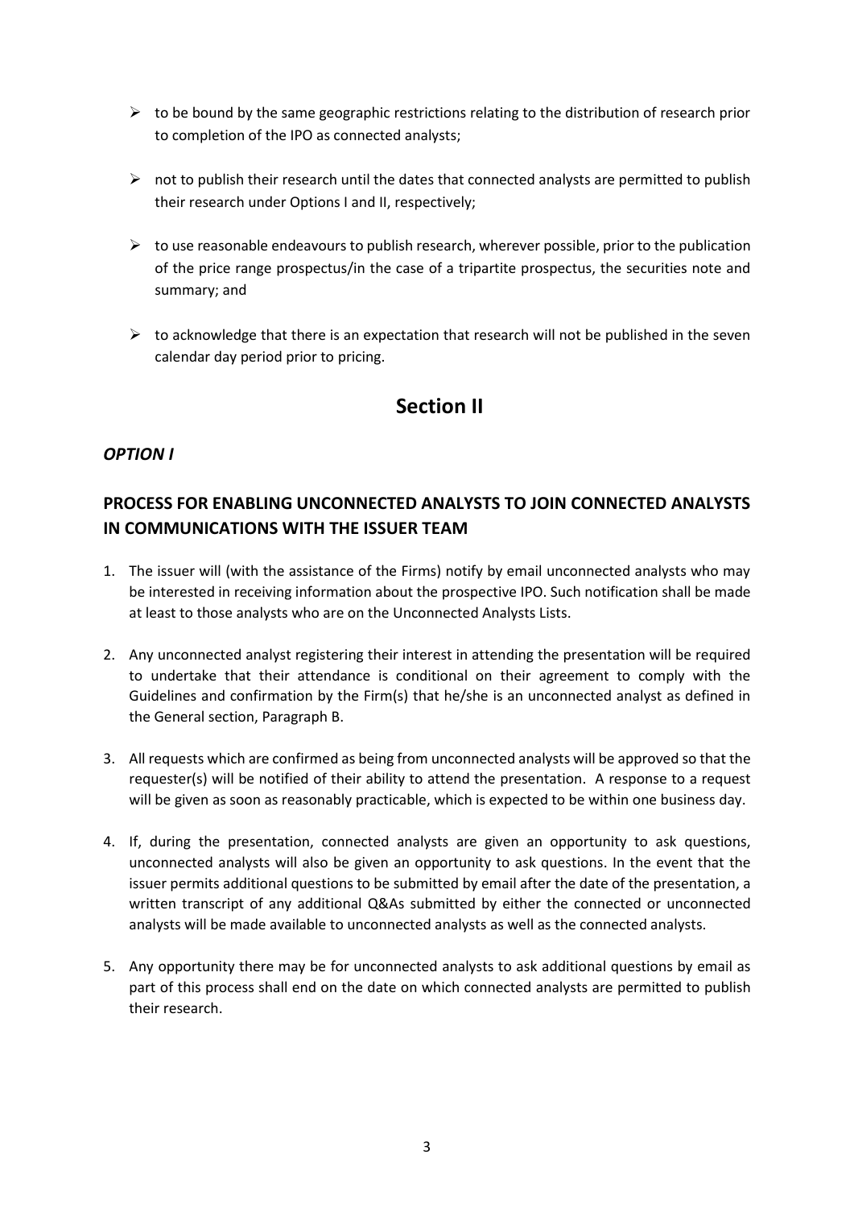- to be bound by the same geographic restrictions relating to the distribution of research prior to completion of the IPO as connected analysts;
- not to publish their research until the dates that connected analysts are permitted to publish their research under Options I and II, respectively;
- to use reasonable endeavours to publish research, wherever possible, prior to the publication of the price range prospectus/in the case of a tripartite prospectus, the securities note and summary; and
- to acknowledge that there is an expectation that research will not be published in the seven calendar day period prior to pricing.

# Section II

### *OPTION I*

## PROCESS FOR ENABLING UNCONNECTED ANALYSTS TO JOIN CONNECTED ANALYSTS IN COMMUNICATIONS WITH THE ISSUER TEAM

1. The issuer will (with the assistance of the Firms) notify by email unconnected analysts who may be interested in receiving information about the prospective IPO. Such notification shall be made at least to those analysts who are on the Unconnected Analysts Lists.
2. Any unconnected analyst registering their interest in attending the presentation will be required to undertake that their attendance is conditional on their agreement to comply with the Guidelines and confirmation by the Firm(s) that he/she is an unconnected analyst as defined in the General section, Paragraph B.
3. All requests which are confirmed as being from unconnected analysts will be approved so that the requester(s) will be notified of their ability to attend the presentation. A response to a request will be given as soon as reasonably practicable, which is expected to be within one business day.
4. If, during the presentation, connected analysts are given an opportunity to ask questions, unconnected analysts will also be given an opportunity to ask questions. In the event that the issuer permits additional questions to be submitted by email after the date of the presentation, a written transcript of any additional Q&As submitted by either the connected or unconnected analysts will be made available to unconnected analysts as well as the connected analysts.
5. Any opportunity there may be for unconnected analysts to ask additional questions by email as part of this process shall end on the date on which connected analysts are permitted to publish their research.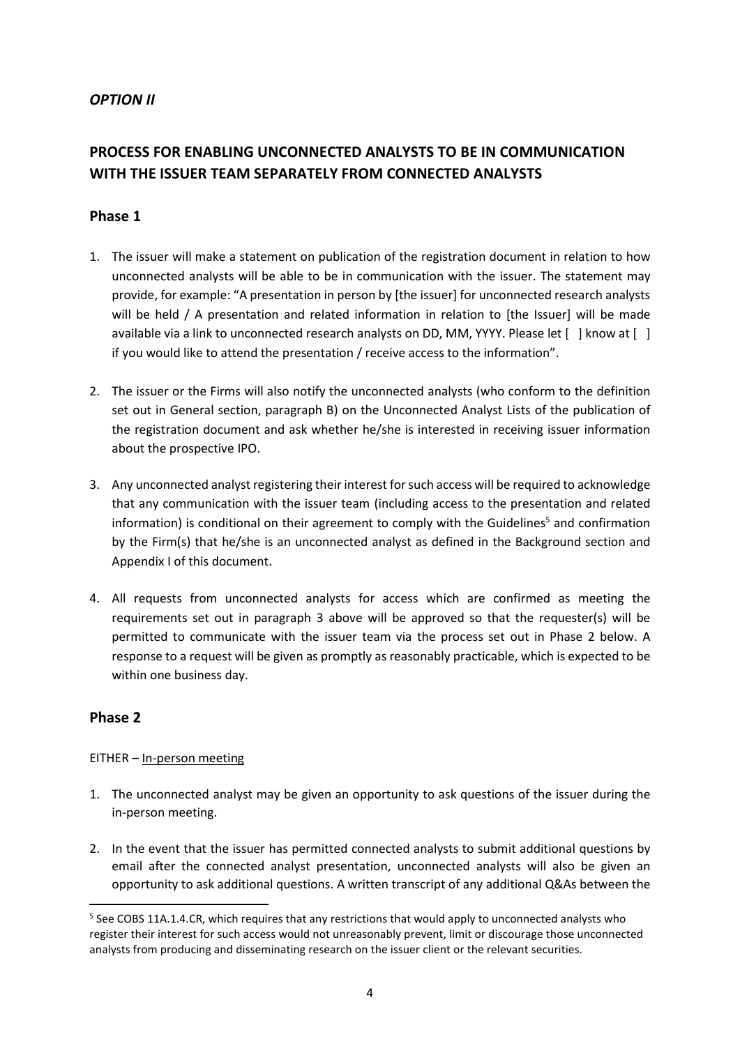## *OPTION II*

## PROCESS FOR ENABLING UNCONNECTED ANALYSTS TO BE IN COMMUNICATION WITH THE ISSUER TEAM SEPARATELY FROM CONNECTED ANALYSTS

### Phase 1

1. The issuer will make a statement on publication of the registration document in relation to how unconnected analysts will be able to be in communication with the issuer. The statement may provide, for example: "A presentation in person by [the issuer] for unconnected research analysts will be held / A presentation and related information in relation to [the Issuer] will be made available via a link to unconnected research analysts on DD, MM, YYYY. Please let [ ] know at [ ] if you would like to attend the presentation / receive access to the information".

2. The issuer or the Firms will also notify the unconnected analysts (who conform to the definition set out in General section, paragraph B) on the Unconnected Analyst Lists of the publication of the registration document and ask whether he/she is interested in receiving issuer information about the prospective IPO.

3. Any unconnected analyst registering their interest for such access will be required to acknowledge that any communication with the issuer team (including access to the presentation and related information) is conditional on their agreement to comply with the Guidelines[5] and confirmation by the Firm(s) that he/she is an unconnected analyst as defined in the Background section and Appendix I of this document.

4. All requests from unconnected analysts for access which are confirmed as meeting the requirements set out in paragraph 3 above will be approved so that the requester(s) will be permitted to communicate with the issuer team via the process set out in Phase 2 below. A response to a request will be given as promptly as reasonably practicable, which is expected to be within one business day.

### Phase 2

EITHER – In-person meeting

1. The unconnected analyst may be given an opportunity to ask questions of the issuer during the in-person meeting.

2. In the event that the issuer has permitted connected analysts to submit additional questions by email after the connected analyst presentation, unconnected analysts will also be given an opportunity to ask additional questions. A written transcript of any additional Q&As between the

---

[5] See COBS 11A.1.4.CR, which requires that any restrictions that would apply to unconnected analysts who register their interest for such access would not unreasonably prevent, limit or discourage those unconnected analysts from producing and disseminating research on the issuer client or the relevant securities.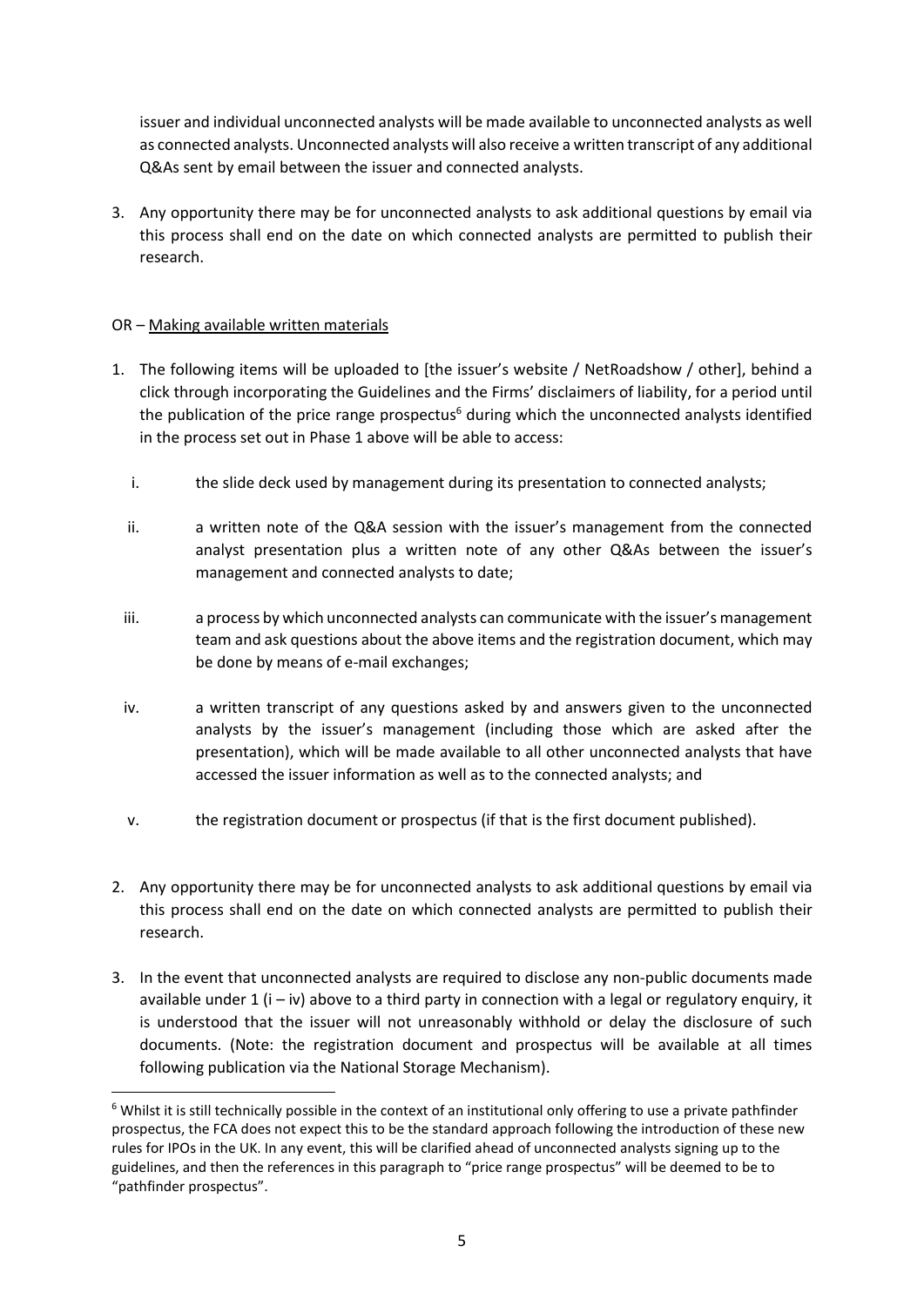issuer and individual unconnected analysts will be made available to unconnected analysts as well as connected analysts. Unconnected analysts will also receive a written transcript of any additional Q&As sent by email between the issuer and connected analysts.

3. Any opportunity there may be for unconnected analysts to ask additional questions by email via this process shall end on the date on which connected analysts are permitted to publish their research.

OR – Making available written materials

1. The following items will be uploaded to [the issuer's website / NetRoadshow / other], behind a click through incorporating the Guidelines and the Firms' disclaimers of liability, for a period until the publication of the price range prospectus[6] during which the unconnected analysts identified in the process set out in Phase 1 above will be able to access:

   i. the slide deck used by management during its presentation to connected analysts;

   ii. a written note of the Q&A session with the issuer's management from the connected analyst presentation plus a written note of any other Q&As between the issuer's management and connected analysts to date;

   iii. a process by which unconnected analysts can communicate with the issuer's management team and ask questions about the above items and the registration document, which may be done by means of e-mail exchanges;

   iv. a written transcript of any questions asked by and answers given to the unconnected analysts by the issuer's management (including those which are asked after the presentation), which will be made available to all other unconnected analysts that have accessed the issuer information as well as to the connected analysts; and

   v. the registration document or prospectus (if that is the first document published).

2. Any opportunity there may be for unconnected analysts to ask additional questions by email via this process shall end on the date on which connected analysts are permitted to publish their research.

3. In the event that unconnected analysts are required to disclose any non-public documents made available under 1 (i – iv) above to a third party in connection with a legal or regulatory enquiry, it is understood that the issuer will not unreasonably withhold or delay the disclosure of such documents. (Note: the registration document and prospectus will be available at all times following publication via the National Storage Mechanism).

[6] Whilst it is still technically possible in the context of an institutional only offering to use a private pathfinder prospectus, the FCA does not expect this to be the standard approach following the introduction of these new rules for IPOs in the UK. In any event, this will be clarified ahead of unconnected analysts signing up to the guidelines, and then the references in this paragraph to "price range prospectus" will be deemed to be to "pathfinder prospectus".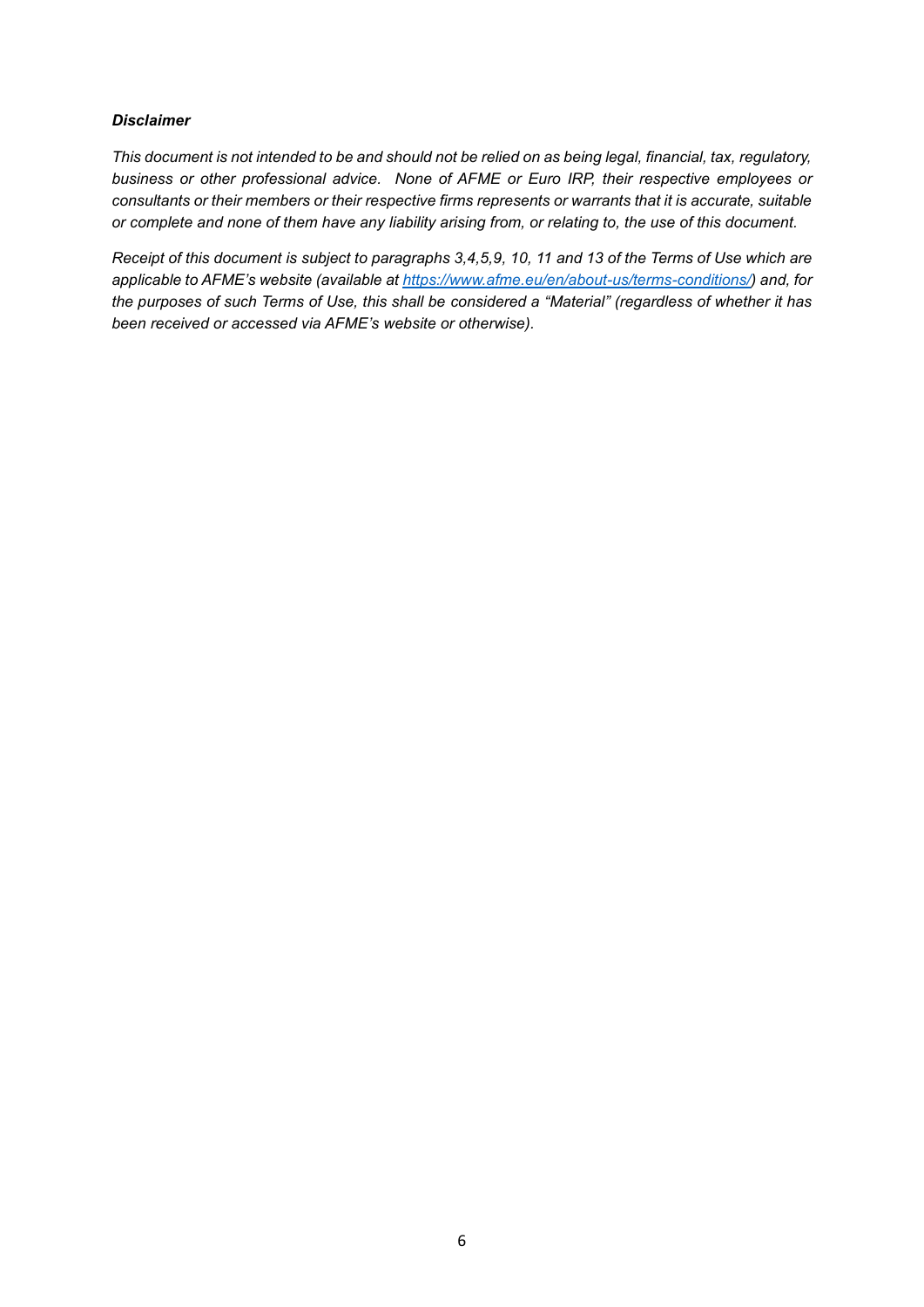***Disclaimer***

*This document is not intended to be and should not be relied on as being legal, financial, tax, regulatory, business or other professional advice. None of AFME or Euro IRP, their respective employees or consultants or their members or their respective firms represents or warrants that it is accurate, suitable or complete and none of them have any liability arising from, or relating to, the use of this document.*

*Receipt of this document is subject to paragraphs 3,4,5,9, 10, 11 and 13 of the Terms of Use which are applicable to AFME's website (available at [https://www.afme.eu/en/about-us/terms-conditions/](https://www.afme.eu/en/about-us/terms-conditions/)) and, for the purposes of such Terms of Use, this shall be considered a "Material" (regardless of whether it has been received or accessed via AFME's website or otherwise).*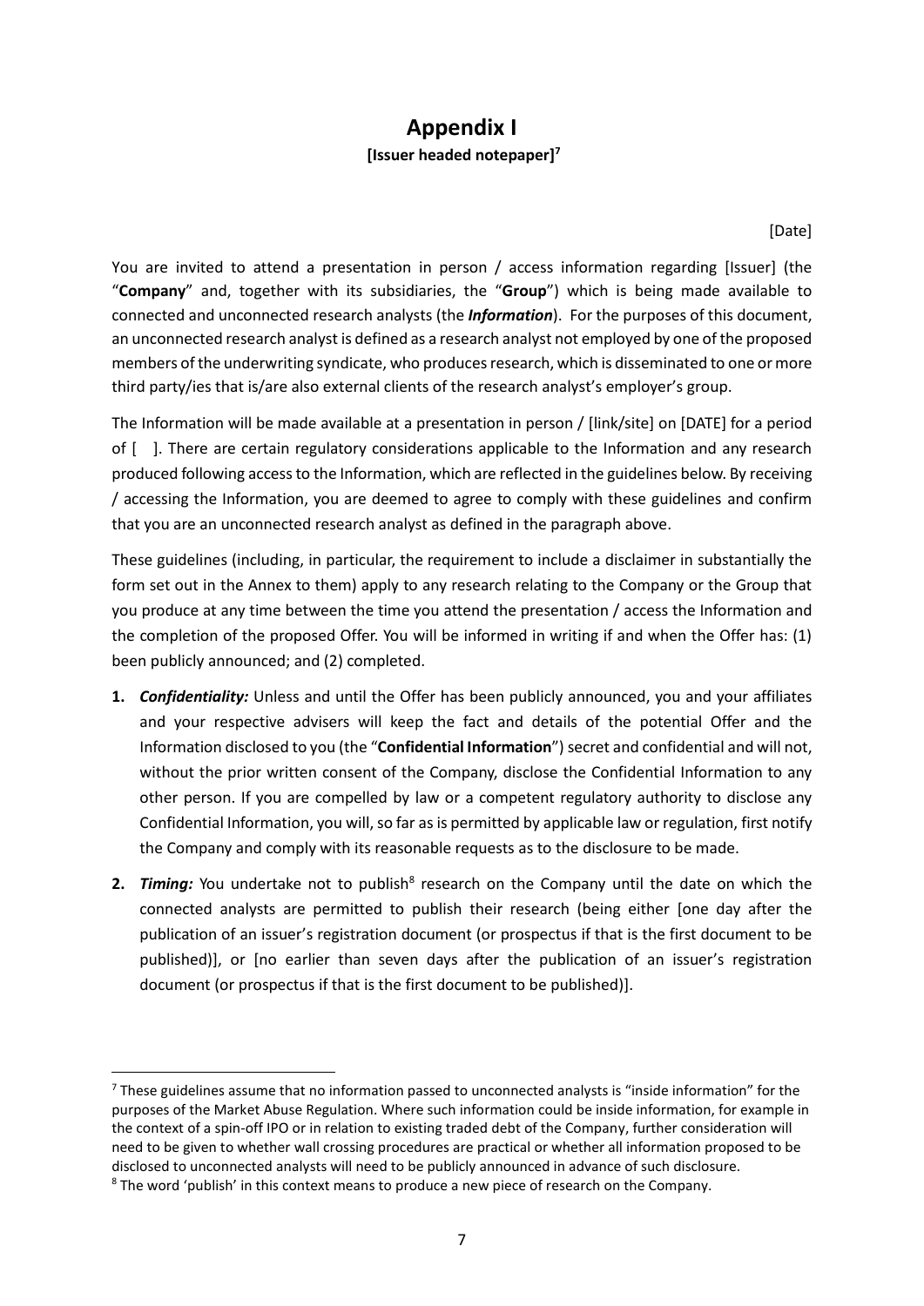# Appendix I

**[Issuer headed notepaper][7]**

[Date]

You are invited to attend a presentation in person / access information regarding [Issuer] (the "**Company**" and, together with its subsidiaries, the "**Group**") which is being made available to connected and unconnected research analysts (the ***Information***). For the purposes of this document, an unconnected research analyst is defined as a research analyst not employed by one of the proposed members of the underwriting syndicate, who produces research, which is disseminated to one or more third party/ies that is/are also external clients of the research analyst's employer's group.

The Information will be made available at a presentation in person / [link/site] on [DATE] for a period of [ ]. There are certain regulatory considerations applicable to the Information and any research produced following access to the Information, which are reflected in the guidelines below. By receiving / accessing the Information, you are deemed to agree to comply with these guidelines and confirm that you are an unconnected research analyst as defined in the paragraph above.

These guidelines (including, in particular, the requirement to include a disclaimer in substantially the form set out in the Annex to them) apply to any research relating to the Company or the Group that you produce at any time between the time you attend the presentation / access the Information and the completion of the proposed Offer. You will be informed in writing if and when the Offer has: (1) been publicly announced; and (2) completed.

1. ***Confidentiality:*** Unless and until the Offer has been publicly announced, you and your affiliates and your respective advisers will keep the fact and details of the potential Offer and the Information disclosed to you (the "**Confidential Information**") secret and confidential and will not, without the prior written consent of the Company, disclose the Confidential Information to any other person. If you are compelled by law or a competent regulatory authority to disclose any Confidential Information, you will, so far as is permitted by applicable law or regulation, first notify the Company and comply with its reasonable requests as to the disclosure to be made.

2. ***Timing:*** You undertake not to publish[8] research on the Company until the date on which the connected analysts are permitted to publish their research (being either [one day after the publication of an issuer's registration document (or prospectus if that is the first document to be published)], or [no earlier than seven days after the publication of an issuer's registration document (or prospectus if that is the first document to be published)].

---

[7] These guidelines assume that no information passed to unconnected analysts is "inside information" for the purposes of the Market Abuse Regulation. Where such information could be inside information, for example in the context of a spin-off IPO or in relation to existing traded debt of the Company, further consideration will need to be given to whether wall crossing procedures are practical or whether all information proposed to be disclosed to unconnected analysts will need to be publicly announced in advance of such disclosure.

[8] The word 'publish' in this context means to produce a new piece of research on the Company.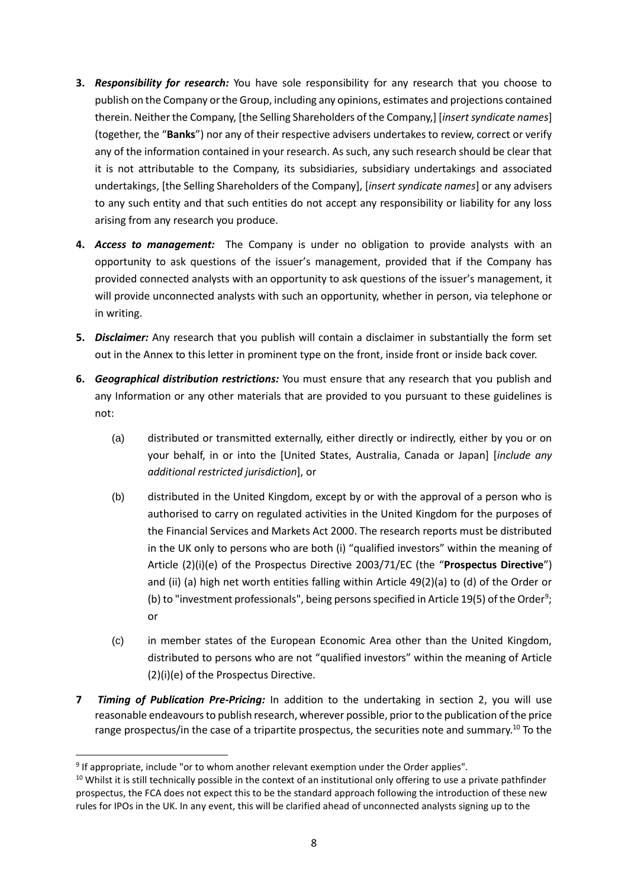**3.** ***Responsibility for research:*** You have sole responsibility for any research that you choose to publish on the Company or the Group, including any opinions, estimates and projections contained therein. Neither the Company, [the Selling Shareholders of the Company,] [*insert syndicate names*] (together, the "**Banks**") nor any of their respective advisers undertakes to review, correct or verify any of the information contained in your research. As such, any such research should be clear that it is not attributable to the Company, its subsidiaries, subsidiary undertakings and associated undertakings, [the Selling Shareholders of the Company], [*insert syndicate names*] or any advisers to any such entity and that such entities do not accept any responsibility or liability for any loss arising from any research you produce.

**4.** ***Access to management:*** The Company is under no obligation to provide analysts with an opportunity to ask questions of the issuer's management, provided that if the Company has provided connected analysts with an opportunity to ask questions of the issuer's management, it will provide unconnected analysts with such an opportunity, whether in person, via telephone or in writing.

**5.** ***Disclaimer:*** Any research that you publish will contain a disclaimer in substantially the form set out in the Annex to this letter in prominent type on the front, inside front or inside back cover.

**6.** ***Geographical distribution restrictions:*** You must ensure that any research that you publish and any Information or any other materials that are provided to you pursuant to these guidelines is not:

(a) distributed or transmitted externally, either directly or indirectly, either by you or on your behalf, in or into the [United States, Australia, Canada or Japan] [*include any additional restricted jurisdiction*], or

(b) distributed in the United Kingdom, except by or with the approval of a person who is authorised to carry on regulated activities in the United Kingdom for the purposes of the Financial Services and Markets Act 2000. The research reports must be distributed in the UK only to persons who are both (i) "qualified investors" within the meaning of Article (2)(i)(e) of the Prospectus Directive 2003/71/EC (the "**Prospectus Directive**") and (ii) (a) high net worth entities falling within Article 49(2)(a) to (d) of the Order or (b) to "investment professionals", being persons specified in Article 19(5) of the Order[9]; or

(c) in member states of the European Economic Area other than the United Kingdom, distributed to persons who are not "qualified investors" within the meaning of Article (2)(i)(e) of the Prospectus Directive.

**7** ***Timing of Publication Pre-Pricing:*** In addition to the undertaking in section 2, you will use reasonable endeavours to publish research, wherever possible, prior to the publication of the price range prospectus/in the case of a tripartite prospectus, the securities note and summary.[10] To the

---

[9] If appropriate, include "or to whom another relevant exemption under the Order applies".

[10] Whilst it is still technically possible in the context of an institutional only offering to use a private pathfinder prospectus, the FCA does not expect this to be the standard approach following the introduction of these new rules for IPOs in the UK. In any event, this will be clarified ahead of unconnected analysts signing up to the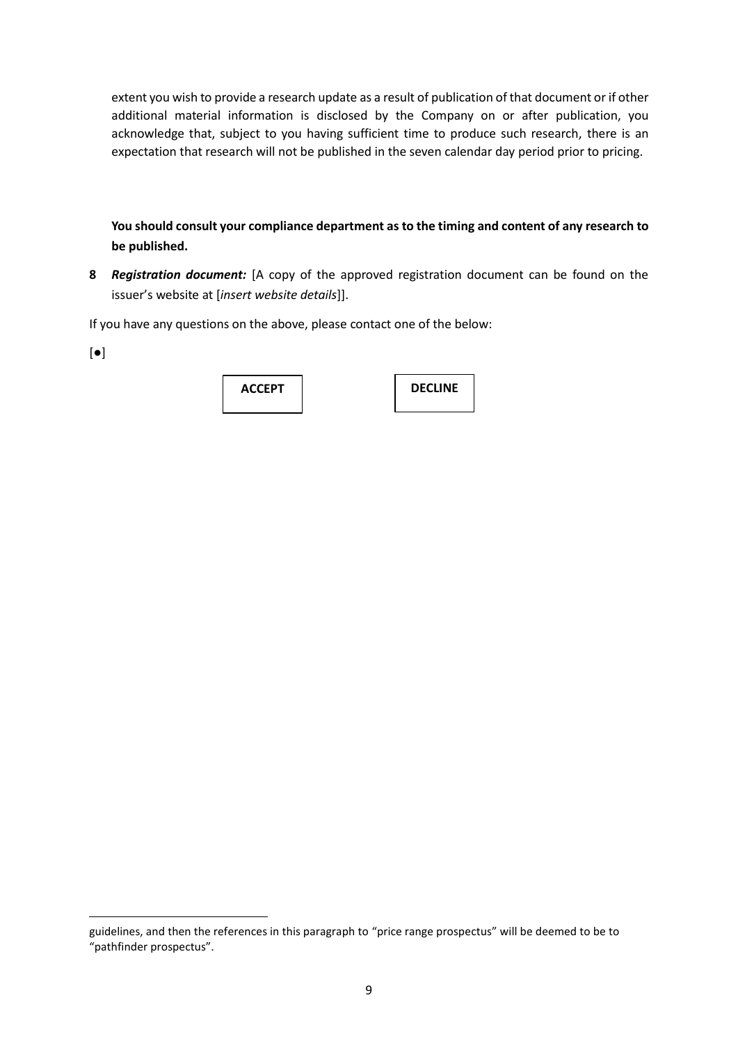extent you wish to provide a research update as a result of publication of that document or if other additional material information is disclosed by the Company on or after publication, you acknowledge that, subject to you having sufficient time to produce such research, there is an expectation that research will not be published in the seven calendar day period prior to pricing.

**You should consult your compliance department as to the timing and content of any research to be published.**

**8** ***Registration document:*** [A copy of the approved registration document can be found on the issuer's website at [*insert website details*]].

If you have any questions on the above, please contact one of the below:

[●]

| **ACCEPT** | **DECLINE** |
|---|---|

---

guidelines, and then the references in this paragraph to "price range prospectus" will be deemed to be to "pathfinder prospectus".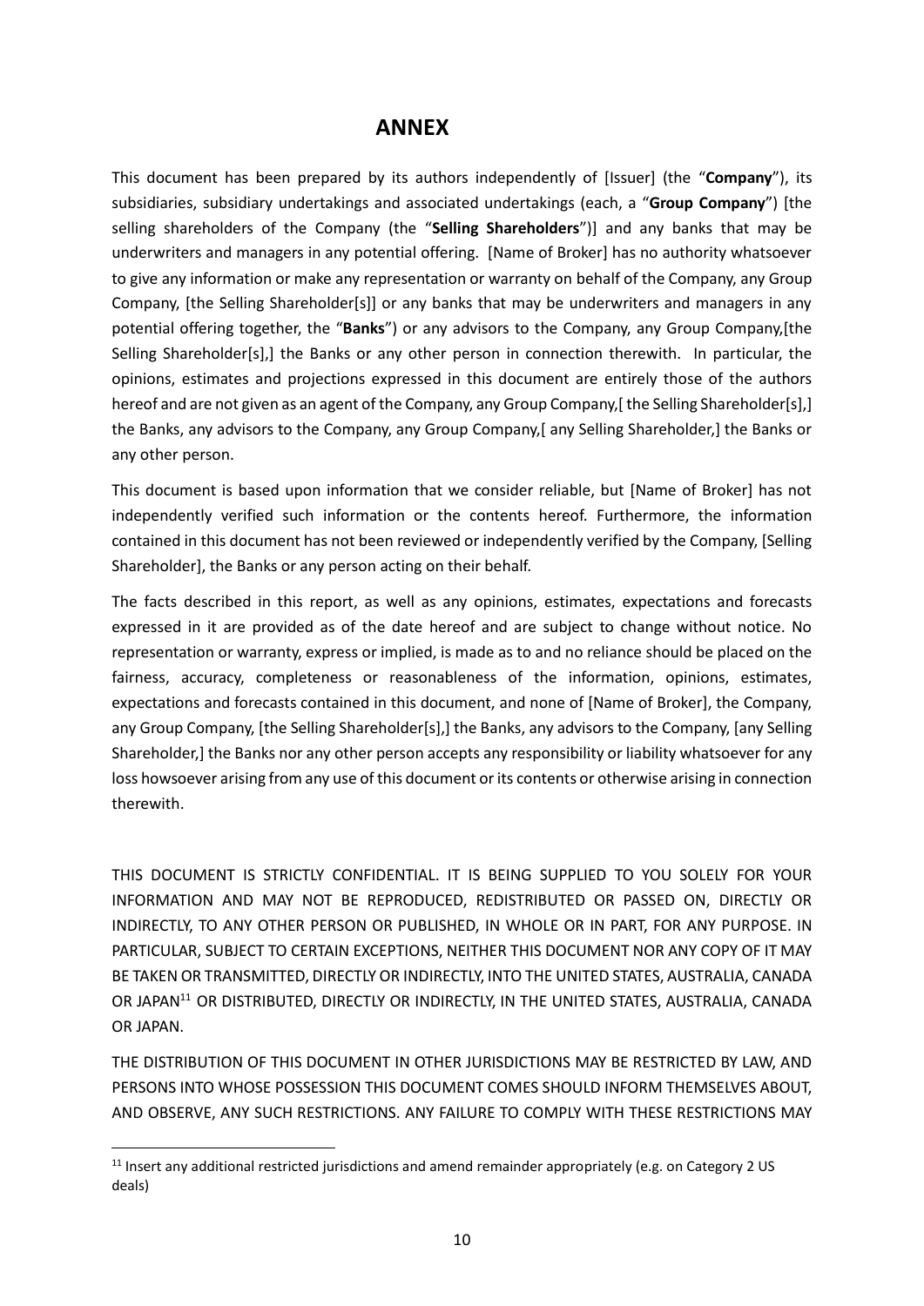## ANNEX

This document has been prepared by its authors independently of [Issuer] (the "**Company**"), its subsidiaries, subsidiary undertakings and associated undertakings (each, a "**Group Company**") [the selling shareholders of the Company (the "**Selling Shareholders**")] and any banks that may be underwriters and managers in any potential offering. [Name of Broker] has no authority whatsoever to give any information or make any representation or warranty on behalf of the Company, any Group Company, [the Selling Shareholder[s]] or any banks that may be underwriters and managers in any potential offering together, the "**Banks**") or any advisors to the Company, any Group Company,[the Selling Shareholder[s],] the Banks or any other person in connection therewith. In particular, the opinions, estimates and projections expressed in this document are entirely those of the authors hereof and are not given as an agent of the Company, any Group Company,[ the Selling Shareholder[s],] the Banks, any advisors to the Company, any Group Company,[ any Selling Shareholder,] the Banks or any other person.

This document is based upon information that we consider reliable, but [Name of Broker] has not independently verified such information or the contents hereof. Furthermore, the information contained in this document has not been reviewed or independently verified by the Company, [Selling Shareholder], the Banks or any person acting on their behalf.

The facts described in this report, as well as any opinions, estimates, expectations and forecasts expressed in it are provided as of the date hereof and are subject to change without notice. No representation or warranty, express or implied, is made as to and no reliance should be placed on the fairness, accuracy, completeness or reasonableness of the information, opinions, estimates, expectations and forecasts contained in this document, and none of [Name of Broker], the Company, any Group Company, [the Selling Shareholder[s],] the Banks, any advisors to the Company, [any Selling Shareholder,] the Banks nor any other person accepts any responsibility or liability whatsoever for any loss howsoever arising from any use of this document or its contents or otherwise arising in connection therewith.

THIS DOCUMENT IS STRICTLY CONFIDENTIAL. IT IS BEING SUPPLIED TO YOU SOLELY FOR YOUR INFORMATION AND MAY NOT BE REPRODUCED, REDISTRIBUTED OR PASSED ON, DIRECTLY OR INDIRECTLY, TO ANY OTHER PERSON OR PUBLISHED, IN WHOLE OR IN PART, FOR ANY PURPOSE. IN PARTICULAR, SUBJECT TO CERTAIN EXCEPTIONS, NEITHER THIS DOCUMENT NOR ANY COPY OF IT MAY BE TAKEN OR TRANSMITTED, DIRECTLY OR INDIRECTLY, INTO THE UNITED STATES, AUSTRALIA, CANADA OR JAPAN[11] OR DISTRIBUTED, DIRECTLY OR INDIRECTLY, IN THE UNITED STATES, AUSTRALIA, CANADA OR JAPAN.

THE DISTRIBUTION OF THIS DOCUMENT IN OTHER JURISDICTIONS MAY BE RESTRICTED BY LAW, AND PERSONS INTO WHOSE POSSESSION THIS DOCUMENT COMES SHOULD INFORM THEMSELVES ABOUT, AND OBSERVE, ANY SUCH RESTRICTIONS. ANY FAILURE TO COMPLY WITH THESE RESTRICTIONS MAY

---

[11] Insert any additional restricted jurisdictions and amend remainder appropriately (e.g. on Category 2 US deals)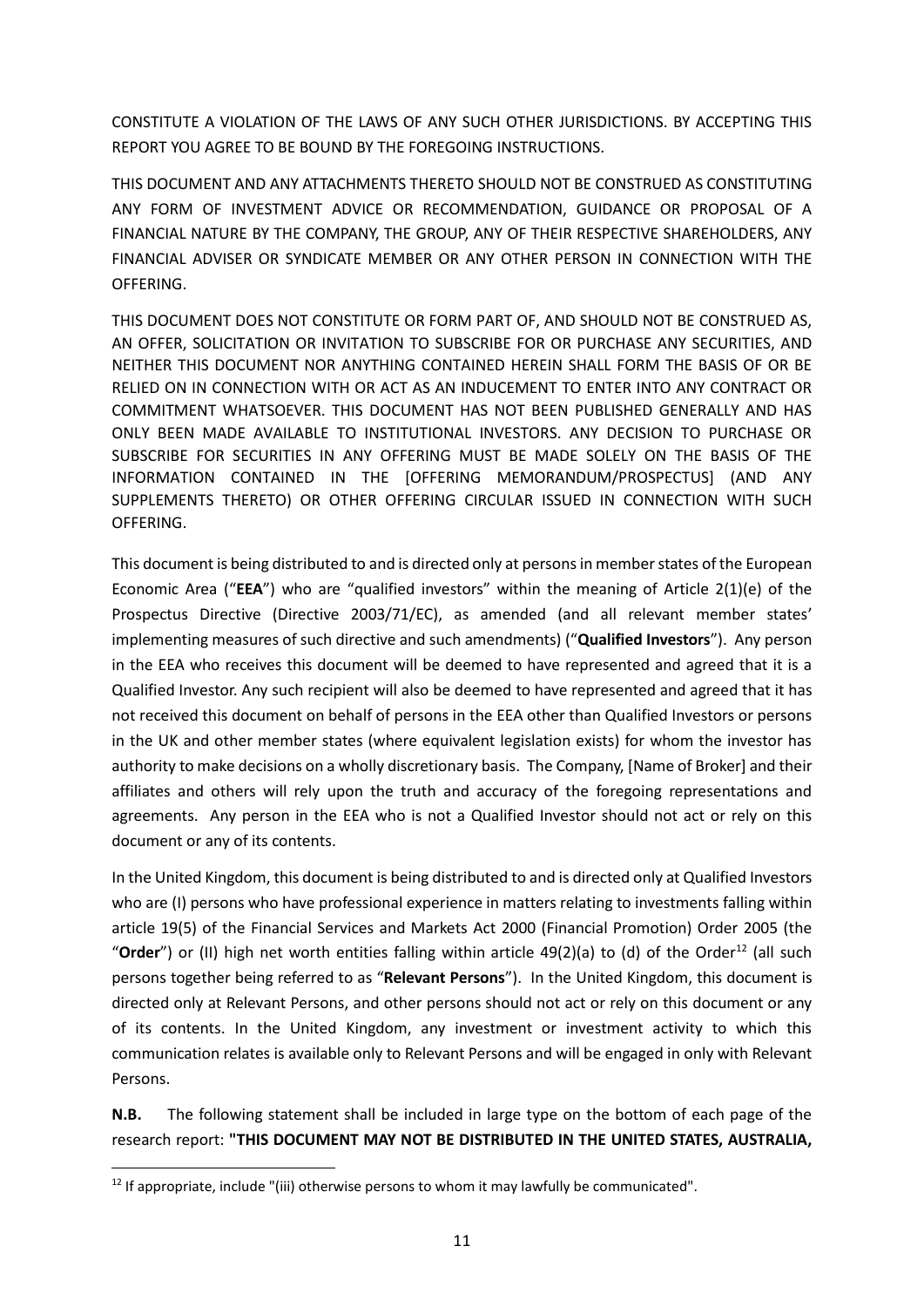CONSTITUTE A VIOLATION OF THE LAWS OF ANY SUCH OTHER JURISDICTIONS. BY ACCEPTING THIS REPORT YOU AGREE TO BE BOUND BY THE FOREGOING INSTRUCTIONS.

THIS DOCUMENT AND ANY ATTACHMENTS THERETO SHOULD NOT BE CONSTRUED AS CONSTITUTING ANY FORM OF INVESTMENT ADVICE OR RECOMMENDATION, GUIDANCE OR PROPOSAL OF A FINANCIAL NATURE BY THE COMPANY, THE GROUP, ANY OF THEIR RESPECTIVE SHAREHOLDERS, ANY FINANCIAL ADVISER OR SYNDICATE MEMBER OR ANY OTHER PERSON IN CONNECTION WITH THE OFFERING.

THIS DOCUMENT DOES NOT CONSTITUTE OR FORM PART OF, AND SHOULD NOT BE CONSTRUED AS, AN OFFER, SOLICITATION OR INVITATION TO SUBSCRIBE FOR OR PURCHASE ANY SECURITIES, AND NEITHER THIS DOCUMENT NOR ANYTHING CONTAINED HEREIN SHALL FORM THE BASIS OF OR BE RELIED ON IN CONNECTION WITH OR ACT AS AN INDUCEMENT TO ENTER INTO ANY CONTRACT OR COMMITMENT WHATSOEVER. THIS DOCUMENT HAS NOT BEEN PUBLISHED GENERALLY AND HAS ONLY BEEN MADE AVAILABLE TO INSTITUTIONAL INVESTORS. ANY DECISION TO PURCHASE OR SUBSCRIBE FOR SECURITIES IN ANY OFFERING MUST BE MADE SOLELY ON THE BASIS OF THE INFORMATION CONTAINED IN THE [OFFERING MEMORANDUM/PROSPECTUS] (AND ANY SUPPLEMENTS THERETO) OR OTHER OFFERING CIRCULAR ISSUED IN CONNECTION WITH SUCH OFFERING.

This document is being distributed to and is directed only at persons in member states of the European Economic Area ("**EEA**") who are "qualified investors" within the meaning of Article 2(1)(e) of the Prospectus Directive (Directive 2003/71/EC), as amended (and all relevant member states' implementing measures of such directive and such amendments) ("**Qualified Investors**"). Any person in the EEA who receives this document will be deemed to have represented and agreed that it is a Qualified Investor. Any such recipient will also be deemed to have represented and agreed that it has not received this document on behalf of persons in the EEA other than Qualified Investors or persons in the UK and other member states (where equivalent legislation exists) for whom the investor has authority to make decisions on a wholly discretionary basis. The Company, [Name of Broker] and their affiliates and others will rely upon the truth and accuracy of the foregoing representations and agreements. Any person in the EEA who is not a Qualified Investor should not act or rely on this document or any of its contents.

In the United Kingdom, this document is being distributed to and is directed only at Qualified Investors who are (I) persons who have professional experience in matters relating to investments falling within article 19(5) of the Financial Services and Markets Act 2000 (Financial Promotion) Order 2005 (the "**Order**") or (II) high net worth entities falling within article 49(2)(a) to (d) of the Order[12] (all such persons together being referred to as "**Relevant Persons**"). In the United Kingdom, this document is directed only at Relevant Persons, and other persons should not act or rely on this document or any of its contents. In the United Kingdom, any investment or investment activity to which this communication relates is available only to Relevant Persons and will be engaged in only with Relevant Persons.

**N.B.** The following statement shall be included in large type on the bottom of each page of the research report: **"THIS DOCUMENT MAY NOT BE DISTRIBUTED IN THE UNITED STATES, AUSTRALIA,**

---

[12] If appropriate, include "(iii) otherwise persons to whom it may lawfully be communicated".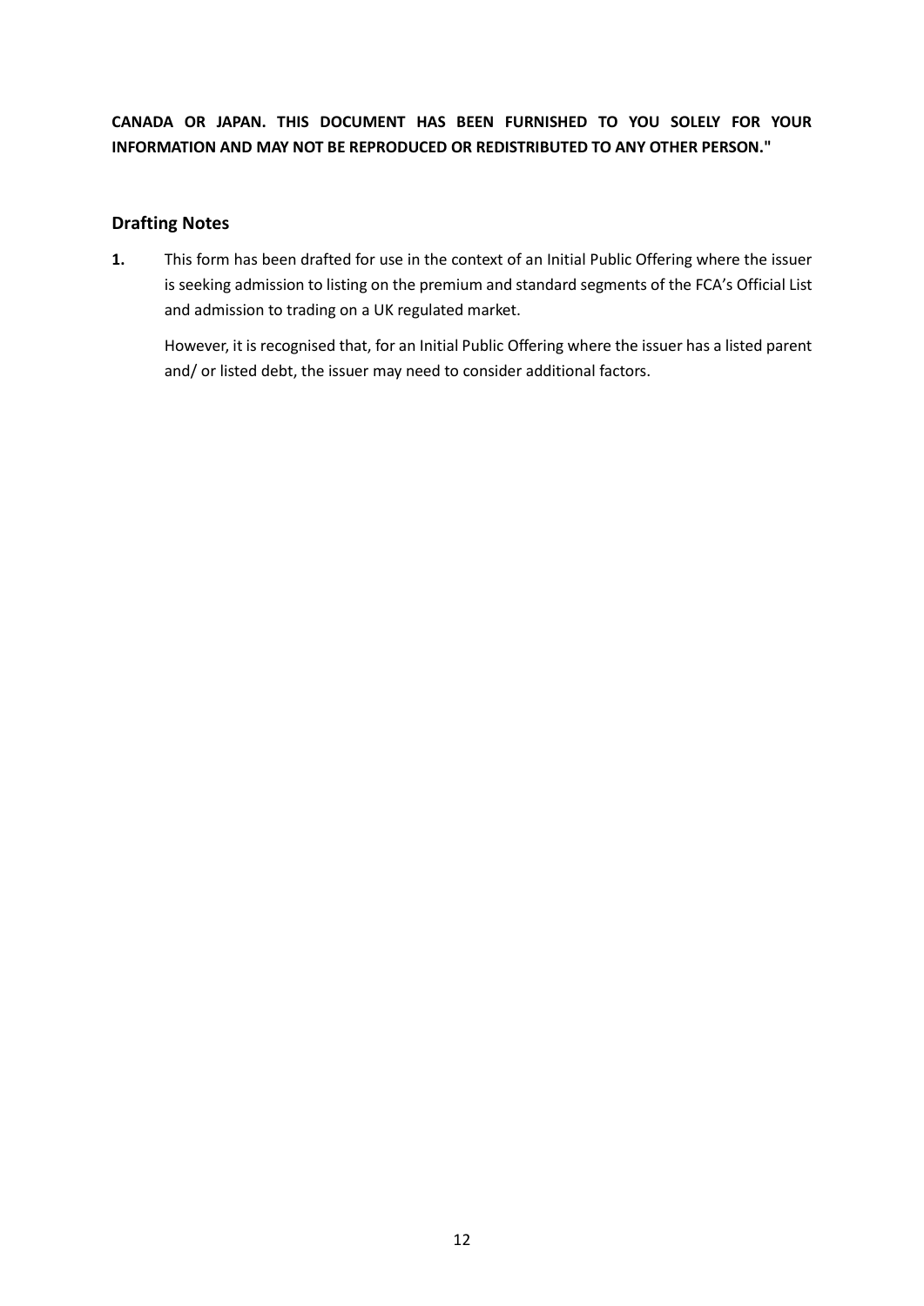**CANADA OR JAPAN. THIS DOCUMENT HAS BEEN FURNISHED TO YOU SOLELY FOR YOUR INFORMATION AND MAY NOT BE REPRODUCED OR REDISTRIBUTED TO ANY OTHER PERSON."**

## Drafting Notes

**1.** This form has been drafted for use in the context of an Initial Public Offering where the issuer is seeking admission to listing on the premium and standard segments of the FCA's Official List and admission to trading on a UK regulated market.

However, it is recognised that, for an Initial Public Offering where the issuer has a listed parent and/ or listed debt, the issuer may need to consider additional factors.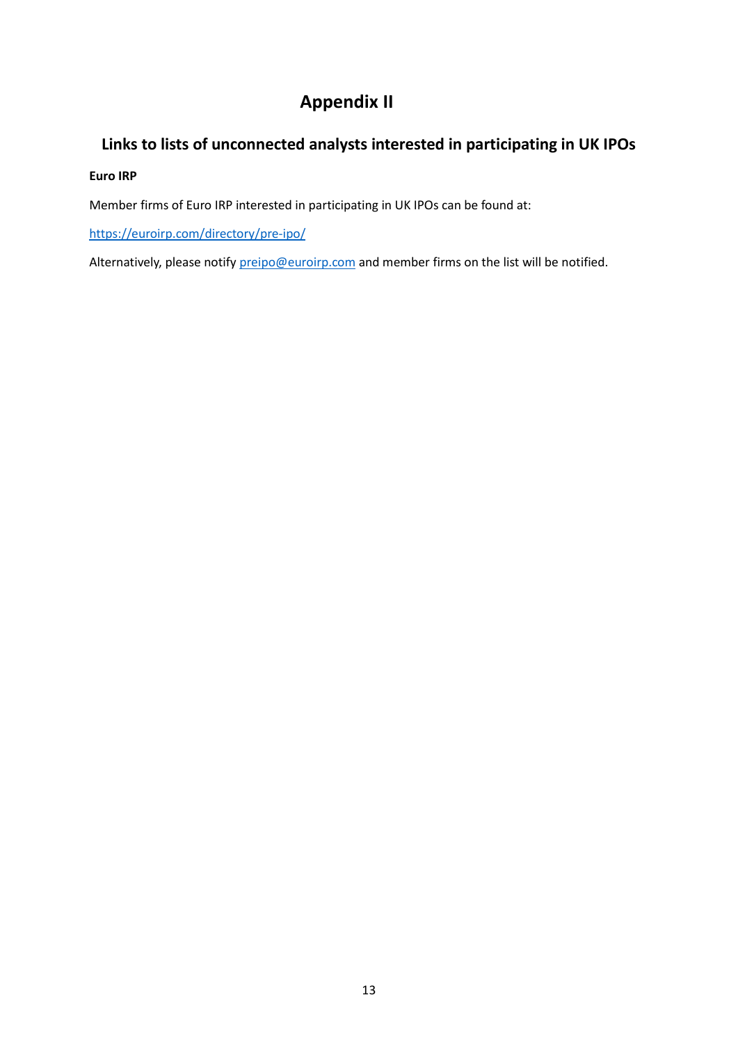# Appendix II

## Links to lists of unconnected analysts interested in participating in UK IPOs

**Euro IRP**

Member firms of Euro IRP interested in participating in UK IPOs can be found at:

https://euroirp.com/directory/pre-ipo/

Alternatively, please notify preipo@euroirp.com and member firms on the list will be notified.